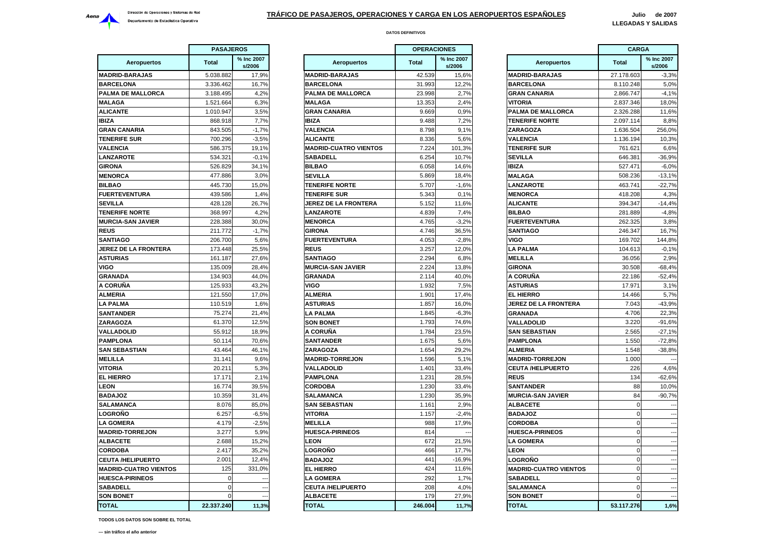Aena — Dirección de Operaciones y Sistemas de Red — Departamento de Estadística Operativa

# TRÁFICO DE PASAJEROS, OPERACIONES Y CARGA EN LOS AEROPUERTOS ESPAÑOLES

**Julio de 2007**
**LLEGADAS Y SALIDAS**

**DATOS DEFINITIVOS**

## PASAJEROS

| Aeropuertos | Total | % Inc 2007 s/2006 |
|---|---|---|
| MADRID-BARAJAS | 5.038.882 | 17,9% |
| BARCELONA | 3.336.462 | 16,7% |
| PALMA DE MALLORCA | 3.188.495 | 4,2% |
| MALAGA | 1.521.664 | 6,3% |
| ALICANTE | 1.010.947 | 3,5% |
| IBIZA | 868.918 | 7,7% |
| GRAN CANARIA | 843.505 | -1,7% |
| TENERIFE SUR | 700.296 | -3,5% |
| VALENCIA | 586.375 | 19,1% |
| LANZAROTE | 534.321 | -0,1% |
| GIRONA | 526.829 | 34,1% |
| MENORCA | 477.886 | 3,0% |
| BILBAO | 445.730 | 15,0% |
| FUERTEVENTURA | 439.586 | 1,4% |
| SEVILLA | 428.128 | 26,7% |
| TENERIFE NORTE | 368.997 | 4,2% |
| MURCIA-SAN JAVIER | 228.388 | 30,0% |
| REUS | 211.772 | -1,7% |
| SANTIAGO | 206.700 | 5,6% |
| JEREZ DE LA FRONTERA | 173.448 | 25,5% |
| ASTURIAS | 161.187 | 27,6% |
| VIGO | 135.009 | 28,4% |
| GRANADA | 134.903 | 44,0% |
| A CORUÑA | 125.933 | 43,2% |
| ALMERIA | 121.550 | 17,0% |
| LA PALMA | 110.519 | 1,6% |
| SANTANDER | 75.274 | 21,4% |
| ZARAGOZA | 61.370 | 12,5% |
| VALLADOLID | 55.912 | 18,9% |
| PAMPLONA | 50.114 | 70,6% |
| SAN SEBASTIAN | 43.464 | 46,1% |
| MELILLA | 31.141 | 9,6% |
| VITORIA | 20.211 | 5,3% |
| EL HIERRO | 17.171 | 2,1% |
| LEON | 16.774 | 39,5% |
| BADAJOZ | 10.359 | 31,4% |
| SALAMANCA | 8.076 | 85,0% |
| LOGROÑO | 6.257 | -6,5% |
| LA GOMERA | 4.179 | -2,5% |
| MADRID-TORREJON | 3.277 | 5,9% |
| ALBACETE | 2.688 | 15,2% |
| CORDOBA | 2.417 | 35,2% |
| CEUTA /HELIPUERTO | 2.001 | 12,4% |
| MADRID-CUATRO VIENTOS | 125 | 331,0% |
| HUESCA-PIRINEOS | 0 | --- |
| SABADELL | 0 | --- |
| SON BONET | 0 | --- |
| **TOTAL** | **22.337.240** | **11,3%** |

## OPERACIONES

| Aeropuertos | Total | % Inc 2007 s/2006 |
|---|---|---|
| MADRID-BARAJAS | 42.539 | 15,6% |
| BARCELONA | 31.993 | 12,2% |
| PALMA DE MALLORCA | 23.998 | 2,7% |
| MALAGA | 13.353 | 2,4% |
| GRAN CANARIA | 9.669 | 0,9% |
| IBIZA | 9.488 | 7,2% |
| VALENCIA | 8.798 | 9,1% |
| ALICANTE | 8.336 | 5,6% |
| MADRID-CUATRO VIENTOS | 7.224 | 101,3% |
| SABADELL | 6.254 | 10,7% |
| BILBAO | 6.058 | 14,6% |
| SEVILLA | 5.869 | 18,4% |
| TENERIFE NORTE | 5.707 | -1,6% |
| TENERIFE SUR | 5.343 | 0,1% |
| JEREZ DE LA FRONTERA | 5.152 | 11,6% |
| LANZAROTE | 4.839 | 7,4% |
| MENORCA | 4.765 | -3,2% |
| GIRONA | 4.746 | 36,5% |
| FUERTEVENTURA | 4.053 | -2,8% |
| REUS | 3.257 | 12,0% |
| SANTIAGO | 2.294 | 6,8% |
| MURCIA-SAN JAVIER | 2.224 | 13,8% |
| GRANADA | 2.114 | 40,0% |
| VIGO | 1.932 | 7,5% |
| ALMERIA | 1.901 | 17,4% |
| ASTURIAS | 1.857 | 16,0% |
| LA PALMA | 1.845 | -6,3% |
| SON BONET | 1.793 | 74,6% |
| A CORUÑA | 1.784 | 23,5% |
| SANTANDER | 1.675 | 5,6% |
| ZARAGOZA | 1.654 | 29,2% |
| MADRID-TORREJON | 1.596 | 5,1% |
| VALLADOLID | 1.401 | 33,4% |
| PAMPLONA | 1.231 | 28,5% |
| CORDOBA | 1.230 | 33,4% |
| SALAMANCA | 1.230 | 35,9% |
| SAN SEBASTIAN | 1.161 | 2,9% |
| VITORIA | 1.157 | -2,4% |
| MELILLA | 988 | 17,9% |
| HUESCA-PIRINEOS | 814 | --- |
| LEON | 672 | 21,5% |
| LOGROÑO | 466 | 17,7% |
| BADAJOZ | 441 | -16,9% |
| EL HIERRO | 424 | 11,6% |
| LA GOMERA | 292 | 1,7% |
| CEUTA /HELIPUERTO | 208 | 4,0% |
| ALBACETE | 179 | 27,9% |
| **TOTAL** | **246.004** | **11,7%** |

## CARGA

| Aeropuertos | Total | % Inc 2007 s/2006 |
|---|---|---|
| MADRID-BARAJAS | 27.178.603 | -3,3% |
| BARCELONA | 8.110.248 | 5,0% |
| GRAN CANARIA | 2.866.747 | -4,1% |
| VITORIA | 2.837.346 | 18,0% |
| PALMA DE MALLORCA | 2.326.288 | 11,6% |
| TENERIFE NORTE | 2.097.114 | 8,8% |
| ZARAGOZA | 1.636.504 | 256,0% |
| VALENCIA | 1.136.194 | 10,3% |
| TENERIFE SUR | 761.621 | 6,6% |
| SEVILLA | 646.381 | -36,9% |
| IBIZA | 527.471 | -6,0% |
| MALAGA | 508.236 | -13,1% |
| LANZAROTE | 463.741 | -22,7% |
| MENORCA | 418.208 | 4,3% |
| ALICANTE | 394.347 | -14,4% |
| BILBAO | 281.889 | -4,8% |
| FUERTEVENTURA | 262.325 | 3,8% |
| SANTIAGO | 246.347 | 16,7% |
| VIGO | 169.702 | 144,8% |
| LA PALMA | 104.613 | -0,1% |
| MELILLA | 36.056 | 2,9% |
| GIRONA | 30.508 | -68,4% |
| A CORUÑA | 22.186 | -52,4% |
| ASTURIAS | 17.971 | 3,1% |
| EL HIERRO | 14.466 | 5,7% |
| JEREZ DE LA FRONTERA | 7.043 | -43,9% |
| GRANADA | 4.706 | 22,3% |
| VALLADOLID | 3.220 | -91,6% |
| SAN SEBASTIAN | 2.565 | -27,1% |
| PAMPLONA | 1.550 | -72,8% |
| ALMERIA | 1.548 | -38,8% |
| MADRID-TORREJON | 1.000 | --- |
| CEUTA /HELIPUERTO | 226 | 4,6% |
| REUS | 134 | -62,6% |
| SANTANDER | 88 | 10,0% |
| MURCIA-SAN JAVIER | 84 | -90,7% |
| ALBACETE | 0 | --- |
| BADAJOZ | 0 | --- |
| CORDOBA | 0 | --- |
| HUESCA-PIRINEOS | 0 | --- |
| LA GOMERA | 0 | --- |
| LEON | 0 | --- |
| LOGROÑO | 0 | --- |
| MADRID-CUATRO VIENTOS | 0 | --- |
| SABADELL | 0 | --- |
| SALAMANCA | 0 | --- |
| SON BONET | 0 | --- |
| **TOTAL** | **53.117.276** | **1,6%** |

**TODOS LOS DATOS SON SOBRE EL TOTAL**

**--- sin tráfico el año anterior**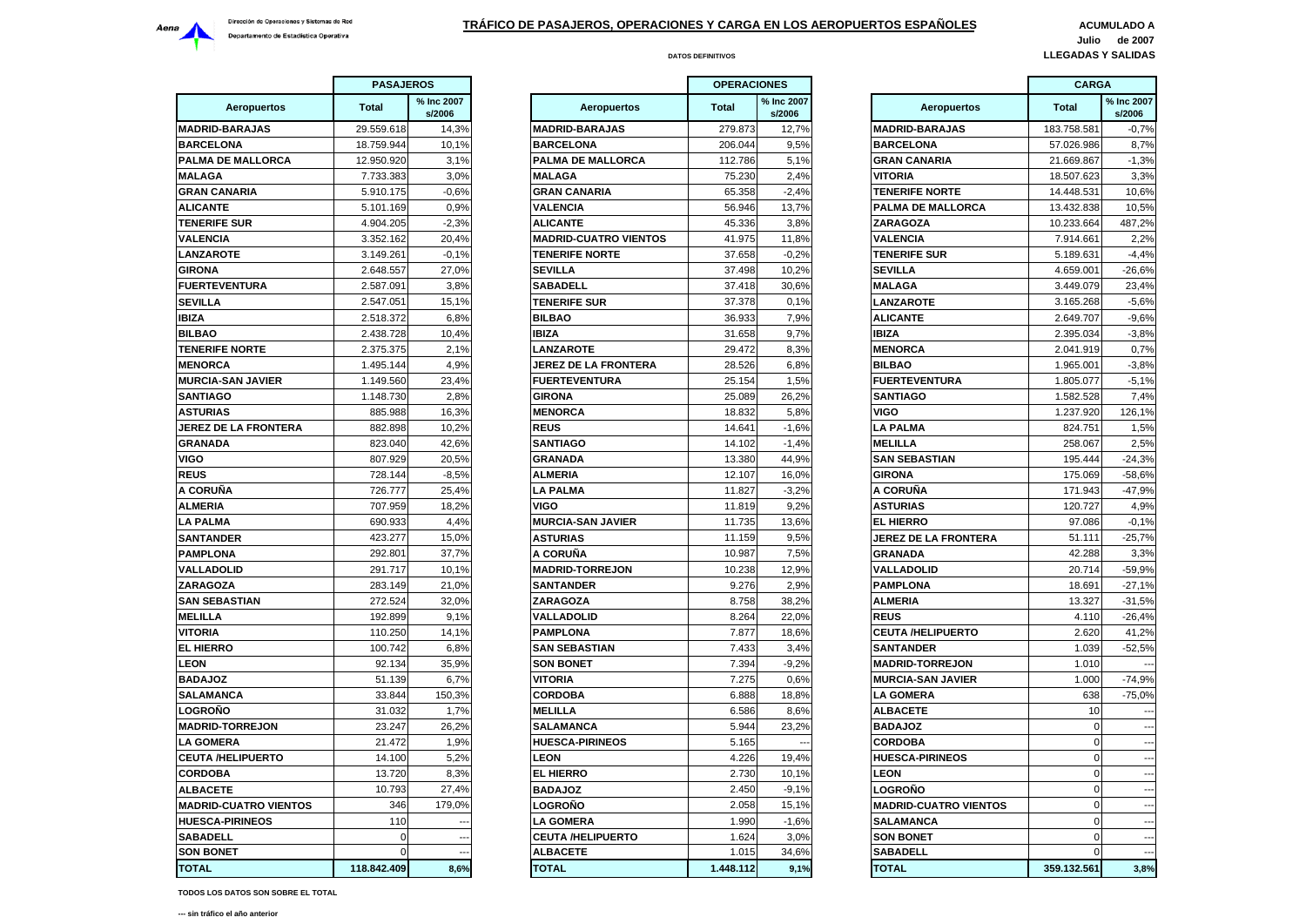Dirección de Operaciones y Sistemas de Red

Departamento de Estadística Operativa

# TRÁFICO DE PASAJEROS, OPERACIONES Y CARGA EN LOS AEROPUERTOS ESPAÑOLES

**ACUMULADO A**
**Julio de 2007**
**LLEGADAS Y SALIDAS**

**DATOS DEFINITIVOS**

| | PASAJEROS | |
|---|---|---|
| **Aeropuertos** | **Total** | **% Inc 2007 s/2006** |
| MADRID-BARAJAS | 29.559.618 | 14,3% |
| BARCELONA | 18.759.944 | 10,1% |
| PALMA DE MALLORCA | 12.950.920 | 3,1% |
| MALAGA | 7.733.383 | 3,0% |
| GRAN CANARIA | 5.910.175 | -0,6% |
| ALICANTE | 5.101.169 | 0,9% |
| TENERIFE SUR | 4.904.205 | -2,3% |
| VALENCIA | 3.352.162 | 20,4% |
| LANZAROTE | 3.149.261 | -0,1% |
| GIRONA | 2.648.557 | 27,0% |
| FUERTEVENTURA | 2.587.091 | 3,8% |
| SEVILLA | 2.547.051 | 15,1% |
| IBIZA | 2.518.372 | 6,8% |
| BILBAO | 2.438.728 | 10,4% |
| TENERIFE NORTE | 2.375.375 | 2,1% |
| MENORCA | 1.495.144 | 4,9% |
| MURCIA-SAN JAVIER | 1.149.560 | 23,4% |
| SANTIAGO | 1.148.730 | 2,8% |
| ASTURIAS | 885.988 | 16,3% |
| JEREZ DE LA FRONTERA | 882.898 | 10,2% |
| GRANADA | 823.040 | 42,6% |
| VIGO | 807.929 | 20,5% |
| REUS | 728.144 | -8,5% |
| A CORUÑA | 726.777 | 25,4% |
| ALMERIA | 707.959 | 18,2% |
| LA PALMA | 690.933 | 4,4% |
| SANTANDER | 423.277 | 15,0% |
| PAMPLONA | 292.801 | 37,7% |
| VALLADOLID | 291.717 | 10,1% |
| ZARAGOZA | 283.149 | 21,0% |
| SAN SEBASTIAN | 272.524 | 32,0% |
| MELILLA | 192.899 | 9,1% |
| VITORIA | 110.250 | 14,1% |
| EL HIERRO | 100.742 | 6,8% |
| LEON | 92.134 | 35,9% |
| BADAJOZ | 51.139 | 6,7% |
| SALAMANCA | 33.844 | 150,3% |
| LOGROÑO | 31.032 | 1,7% |
| MADRID-TORREJON | 23.247 | 26,2% |
| LA GOMERA | 21.472 | 1,9% |
| CEUTA /HELIPUERTO | 14.100 | 5,2% |
| CORDOBA | 13.720 | 8,3% |
| ALBACETE | 10.793 | 27,4% |
| MADRID-CUATRO VIENTOS | 346 | 179,0% |
| HUESCA-PIRINEOS | 110 | --- |
| SABADELL | 0 | --- |
| SON BONET | 0 | --- |
| **TOTAL** | **118.842.409** | **8,6%** |

| | OPERACIONES | |
|---|---|---|
| **Aeropuertos** | **Total** | **% Inc 2007 s/2006** |
| MADRID-BARAJAS | 279.873 | 12,7% |
| BARCELONA | 206.044 | 9,5% |
| PALMA DE MALLORCA | 112.786 | 5,1% |
| MALAGA | 75.230 | 2,4% |
| GRAN CANARIA | 65.358 | -2,4% |
| VALENCIA | 56.946 | 13,7% |
| ALICANTE | 45.336 | 3,8% |
| MADRID-CUATRO VIENTOS | 41.975 | 11,8% |
| TENERIFE NORTE | 37.658 | -0,2% |
| SEVILLA | 37.498 | 10,2% |
| SABADELL | 37.418 | 30,6% |
| TENERIFE SUR | 37.378 | 0,1% |
| BILBAO | 36.933 | 7,9% |
| IBIZA | 31.658 | 9,7% |
| LANZAROTE | 29.472 | 8,3% |
| JEREZ DE LA FRONTERA | 28.526 | 6,8% |
| FUERTEVENTURA | 25.154 | 1,5% |
| GIRONA | 25.089 | 26,2% |
| MENORCA | 18.832 | 5,8% |
| REUS | 14.641 | -1,6% |
| SANTIAGO | 14.102 | -1,4% |
| GRANADA | 13.380 | 44,9% |
| ALMERIA | 12.107 | 16,0% |
| LA PALMA | 11.827 | -3,2% |
| VIGO | 11.819 | 9,2% |
| MURCIA-SAN JAVIER | 11.735 | 13,6% |
| ASTURIAS | 11.159 | 9,5% |
| A CORUÑA | 10.987 | 7,5% |
| MADRID-TORREJON | 10.238 | 12,9% |
| SANTANDER | 9.276 | 2,9% |
| ZARAGOZA | 8.758 | 38,2% |
| VALLADOLID | 8.264 | 22,0% |
| PAMPLONA | 7.877 | 18,6% |
| SAN SEBASTIAN | 7.433 | 3,4% |
| SON BONET | 7.394 | -9,2% |
| VITORIA | 7.275 | 0,6% |
| CORDOBA | 6.888 | 18,8% |
| MELILLA | 6.586 | 8,6% |
| SALAMANCA | 5.944 | 23,2% |
| HUESCA-PIRINEOS | 5.165 | --- |
| LEON | 4.226 | 19,4% |
| EL HIERRO | 2.730 | 10,1% |
| BADAJOZ | 2.450 | -9,1% |
| LOGROÑO | 2.058 | 15,1% |
| LA GOMERA | 1.990 | -1,6% |
| CEUTA /HELIPUERTO | 1.624 | 3,0% |
| ALBACETE | 1.015 | 34,6% |
| **TOTAL** | **1.448.112** | **9,1%** |

| | CARGA | |
|---|---|---|
| **Aeropuertos** | **Total** | **% Inc 2007 s/2006** |
| MADRID-BARAJAS | 183.758.581 | -0,7% |
| BARCELONA | 57.026.986 | 8,7% |
| GRAN CANARIA | 21.669.867 | -1,3% |
| VITORIA | 18.507.623 | 3,3% |
| TENERIFE NORTE | 14.448.531 | 10,6% |
| PALMA DE MALLORCA | 13.432.838 | 10,5% |
| ZARAGOZA | 10.233.664 | 487,2% |
| VALENCIA | 7.914.661 | 2,2% |
| TENERIFE SUR | 5.189.631 | -4,4% |
| SEVILLA | 4.659.001 | -26,6% |
| MALAGA | 3.449.079 | 23,4% |
| LANZAROTE | 3.165.268 | -5,6% |
| ALICANTE | 2.649.707 | -9,6% |
| IBIZA | 2.395.034 | -3,8% |
| MENORCA | 2.041.919 | 0,7% |
| BILBAO | 1.965.001 | -3,8% |
| FUERTEVENTURA | 1.805.077 | -5,1% |
| SANTIAGO | 1.582.528 | 7,4% |
| VIGO | 1.237.920 | 126,1% |
| LA PALMA | 824.751 | 1,5% |
| MELILLA | 258.067 | 2,5% |
| SAN SEBASTIAN | 195.444 | -24,3% |
| GIRONA | 175.069 | -58,6% |
| A CORUÑA | 171.943 | -47,9% |
| ASTURIAS | 120.727 | 4,9% |
| EL HIERRO | 97.086 | -0,1% |
| JEREZ DE LA FRONTERA | 51.111 | -25,7% |
| GRANADA | 42.288 | 3,3% |
| VALLADOLID | 20.714 | -59,9% |
| PAMPLONA | 18.691 | -27,1% |
| ALMERIA | 13.327 | -31,5% |
| REUS | 4.110 | -26,4% |
| CEUTA /HELIPUERTO | 2.620 | 41,2% |
| SANTANDER | 1.039 | -52,5% |
| MADRID-TORREJON | 1.010 | --- |
| MURCIA-SAN JAVIER | 1.000 | -74,9% |
| LA GOMERA | 638 | -75,0% |
| ALBACETE | 10 | --- |
| BADAJOZ | 0 | --- |
| CORDOBA | 0 | --- |
| HUESCA-PIRINEOS | 0 | --- |
| LEON | 0 | --- |
| LOGROÑO | 0 | --- |
| MADRID-CUATRO VIENTOS | 0 | --- |
| SALAMANCA | 0 | --- |
| SON BONET | 0 | --- |
| SABADELL | 0 | --- |
| **TOTAL** | **359.132.561** | **3,8%** |

**TODOS LOS DATOS SON SOBRE EL TOTAL**

**--- sin tráfico el año anterior**